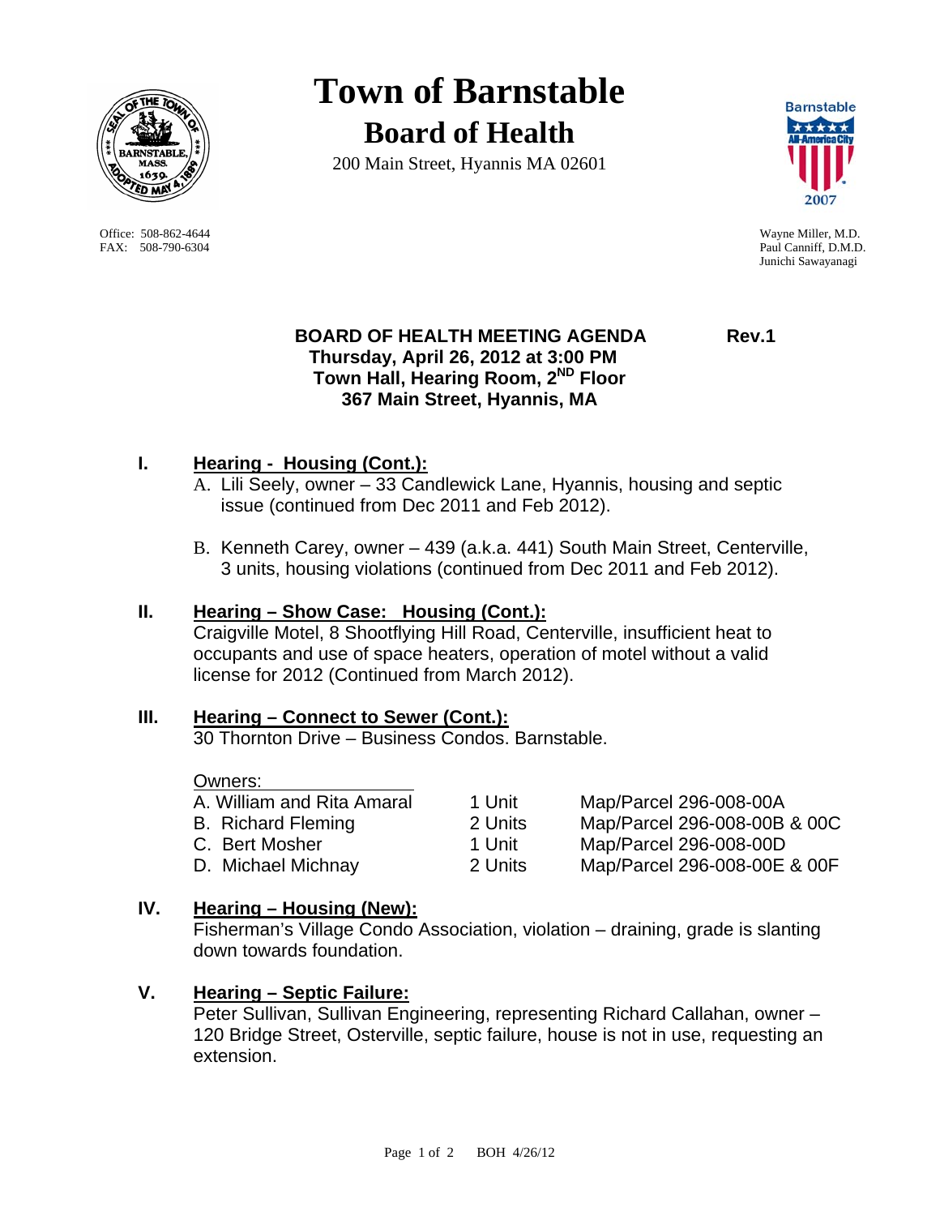# Town of Barnstable

## Board of Health

200 Main Street, Hyannis MA 02601

Office: 508-862-4644
FAX: 508-790-6304

Wayne Miller, M.D.
Paul Canniff, D.M.D.
Junichi Sawayanagi

**BOARD OF HEALTH MEETING AGENDA Rev.1**
**Thursday, April 26, 2012 at 3:00 PM**
**Town Hall, Hearing Room, 2ND Floor**
**367 Main Street, Hyannis, MA**

**I. Hearing - Housing (Cont.):**

A. Lili Seely, owner – 33 Candlewick Lane, Hyannis, housing and septic issue (continued from Dec 2011 and Feb 2012).

B. Kenneth Carey, owner – 439 (a.k.a. 441) South Main Street, Centerville, 3 units, housing violations (continued from Dec 2011 and Feb 2012).

**II. Hearing – Show Case: Housing (Cont.):**

Craigville Motel, 8 Shootflying Hill Road, Centerville, insufficient heat to occupants and use of space heaters, operation of motel without a valid license for 2012 (Continued from March 2012).

**III. Hearing – Connect to Sewer (Cont.):**

30 Thornton Drive – Business Condos. Barnstable.

| Owners: | | |
|---|---|---|
| A. William and Rita Amaral | 1 Unit | Map/Parcel 296-008-00A |
| B. Richard Fleming | 2 Units | Map/Parcel 296-008-00B & 00C |
| C. Bert Mosher | 1 Unit | Map/Parcel 296-008-00D |
| D. Michael Michnay | 2 Units | Map/Parcel 296-008-00E & 00F |

**IV. Hearing – Housing (New):**

Fisherman's Village Condo Association, violation – draining, grade is slanting down towards foundation.

**V. Hearing – Septic Failure:**

Peter Sullivan, Sullivan Engineering, representing Richard Callahan, owner – 120 Bridge Street, Osterville, septic failure, house is not in use, requesting an extension.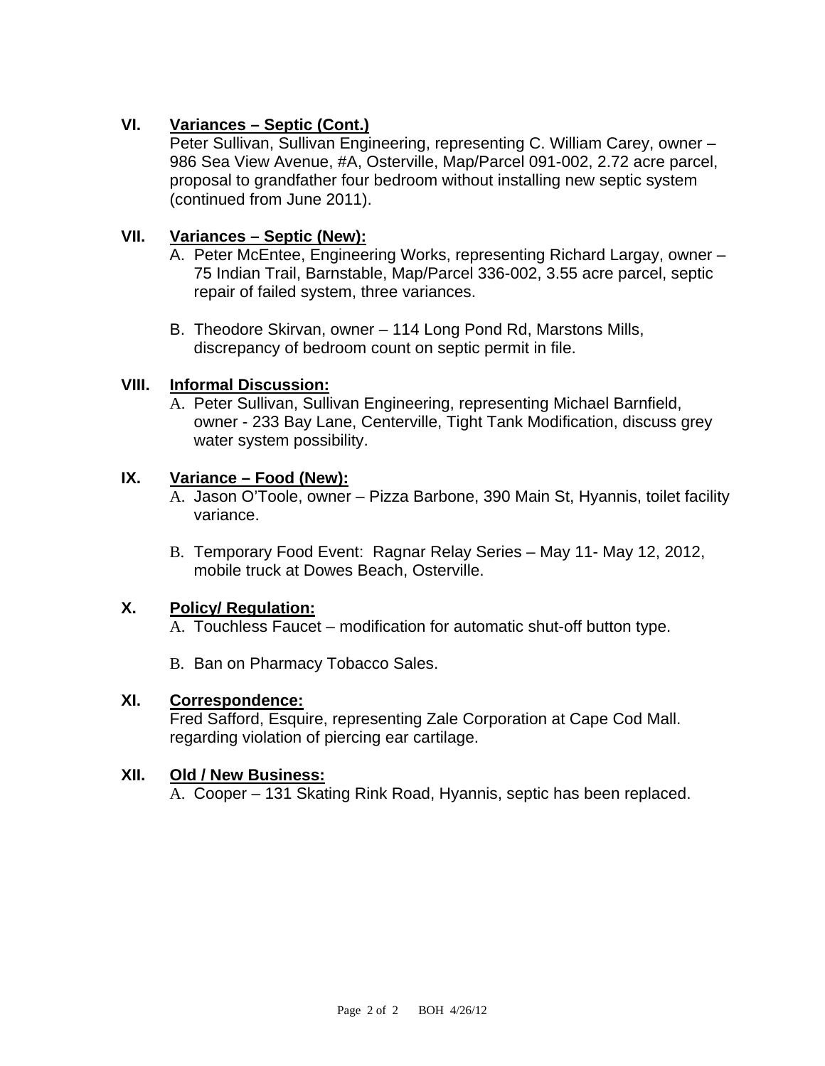## VI. Variances – Septic (Cont.)

Peter Sullivan, Sullivan Engineering, representing C. William Carey, owner – 986 Sea View Avenue, #A, Osterville, Map/Parcel 091-002, 2.72 acre parcel, proposal to grandfather four bedroom without installing new septic system (continued from June 2011).

## VII. Variances – Septic (New):

A. Peter McEntee, Engineering Works, representing Richard Largay, owner – 75 Indian Trail, Barnstable, Map/Parcel 336-002, 3.55 acre parcel, septic repair of failed system, three variances.

B. Theodore Skirvan, owner – 114 Long Pond Rd, Marstons Mills, discrepancy of bedroom count on septic permit in file.

## VIII. Informal Discussion:

A. Peter Sullivan, Sullivan Engineering, representing Michael Barnfield, owner - 233 Bay Lane, Centerville, Tight Tank Modification, discuss grey water system possibility.

## IX. Variance – Food (New):

A. Jason O'Toole, owner – Pizza Barbone, 390 Main St, Hyannis, toilet facility variance.

B. Temporary Food Event: Ragnar Relay Series – May 11- May 12, 2012, mobile truck at Dowes Beach, Osterville.

## X. Policy/ Regulation:

A. Touchless Faucet – modification for automatic shut-off button type.

B. Ban on Pharmacy Tobacco Sales.

## XI. Correspondence:

Fred Safford, Esquire, representing Zale Corporation at Cape Cod Mall. regarding violation of piercing ear cartilage.

## XII. Old / New Business:

A. Cooper – 131 Skating Rink Road, Hyannis, septic has been replaced.